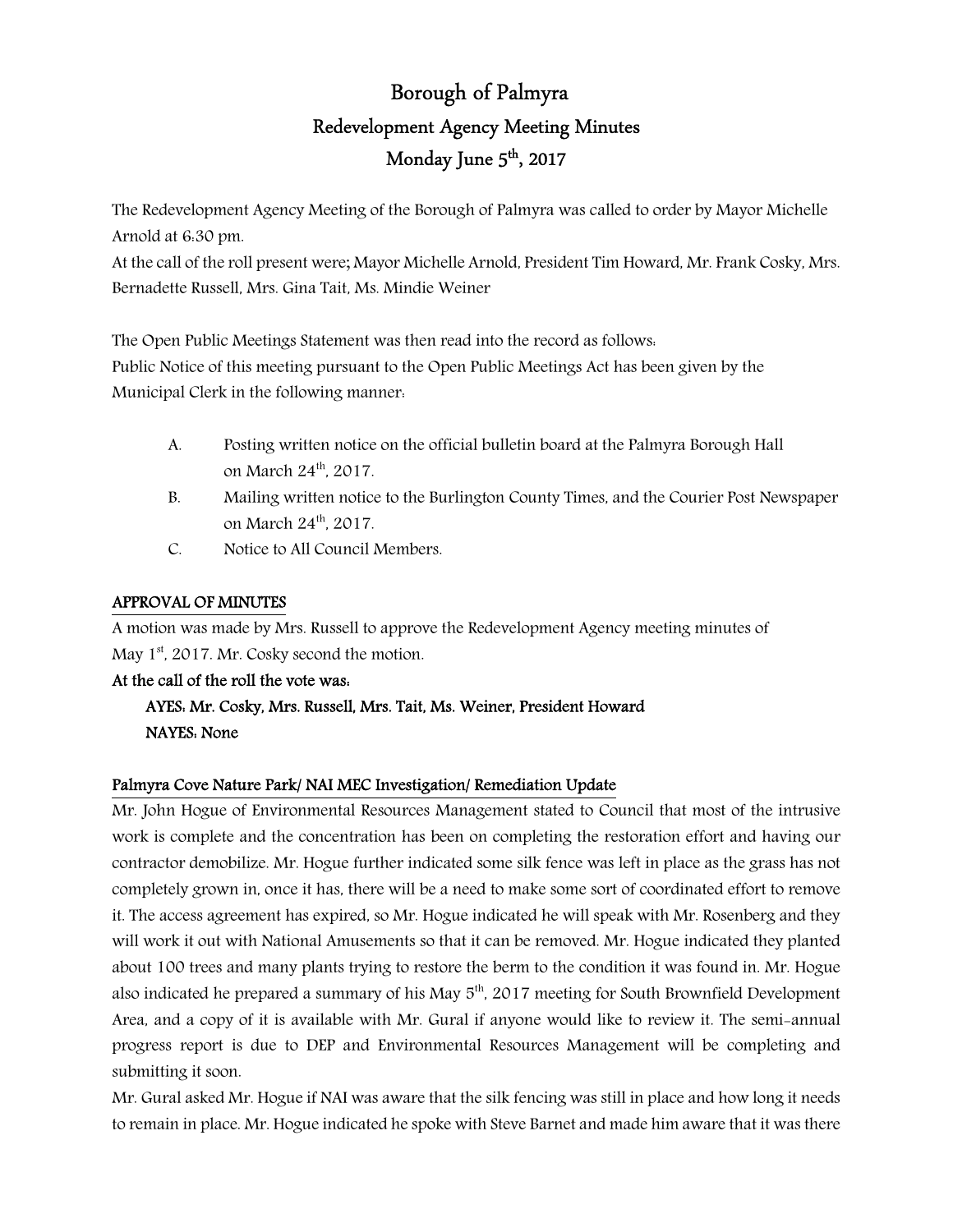# Borough of Palmyra

## Redevelopment Agency Meeting Minutes

## Monday June 5th, 2017

The Redevelopment Agency Meeting of the Borough of Palmyra was called to order by Mayor Michelle Arnold at 6:30 pm.

At the call of the roll present were; Mayor Michelle Arnold, President Tim Howard, Mr. Frank Cosky, Mrs. Bernadette Russell, Mrs. Gina Tait, Ms. Mindie Weiner

The Open Public Meetings Statement was then read into the record as follows:

Public Notice of this meeting pursuant to the Open Public Meetings Act has been given by the Municipal Clerk in the following manner:

A. Posting written notice on the official bulletin board at the Palmyra Borough Hall on March 24th, 2017.

B. Mailing written notice to the Burlington County Times, and the Courier Post Newspaper on March 24th, 2017.

C. Notice to All Council Members.

**APPROVAL OF MINUTES**

A motion was made by Mrs. Russell to approve the Redevelopment Agency meeting minutes of May 1st, 2017. Mr. Cosky second the motion.

**At the call of the roll the vote was:**

**AYES: Mr. Cosky, Mrs. Russell, Mrs. Tait, Ms. Weiner, President Howard**

**NAYES: None**

**Palmyra Cove Nature Park/ NAI MEC Investigation/ Remediation Update**

Mr. John Hogue of Environmental Resources Management stated to Council that most of the intrusive work is complete and the concentration has been on completing the restoration effort and having our contractor demobilize. Mr. Hogue further indicated some silk fence was left in place as the grass has not completely grown in, once it has, there will be a need to make some sort of coordinated effort to remove it. The access agreement has expired, so Mr. Hogue indicated he will speak with Mr. Rosenberg and they will work it out with National Amusements so that it can be removed. Mr. Hogue indicated they planted about 100 trees and many plants trying to restore the berm to the condition it was found in. Mr. Hogue also indicated he prepared a summary of his May 5th, 2017 meeting for South Brownfield Development Area, and a copy of it is available with Mr. Gural if anyone would like to review it. The semi-annual progress report is due to DEP and Environmental Resources Management will be completing and submitting it soon.

Mr. Gural asked Mr. Hogue if NAI was aware that the silk fencing was still in place and how long it needs to remain in place. Mr. Hogue indicated he spoke with Steve Barnet and made him aware that it was there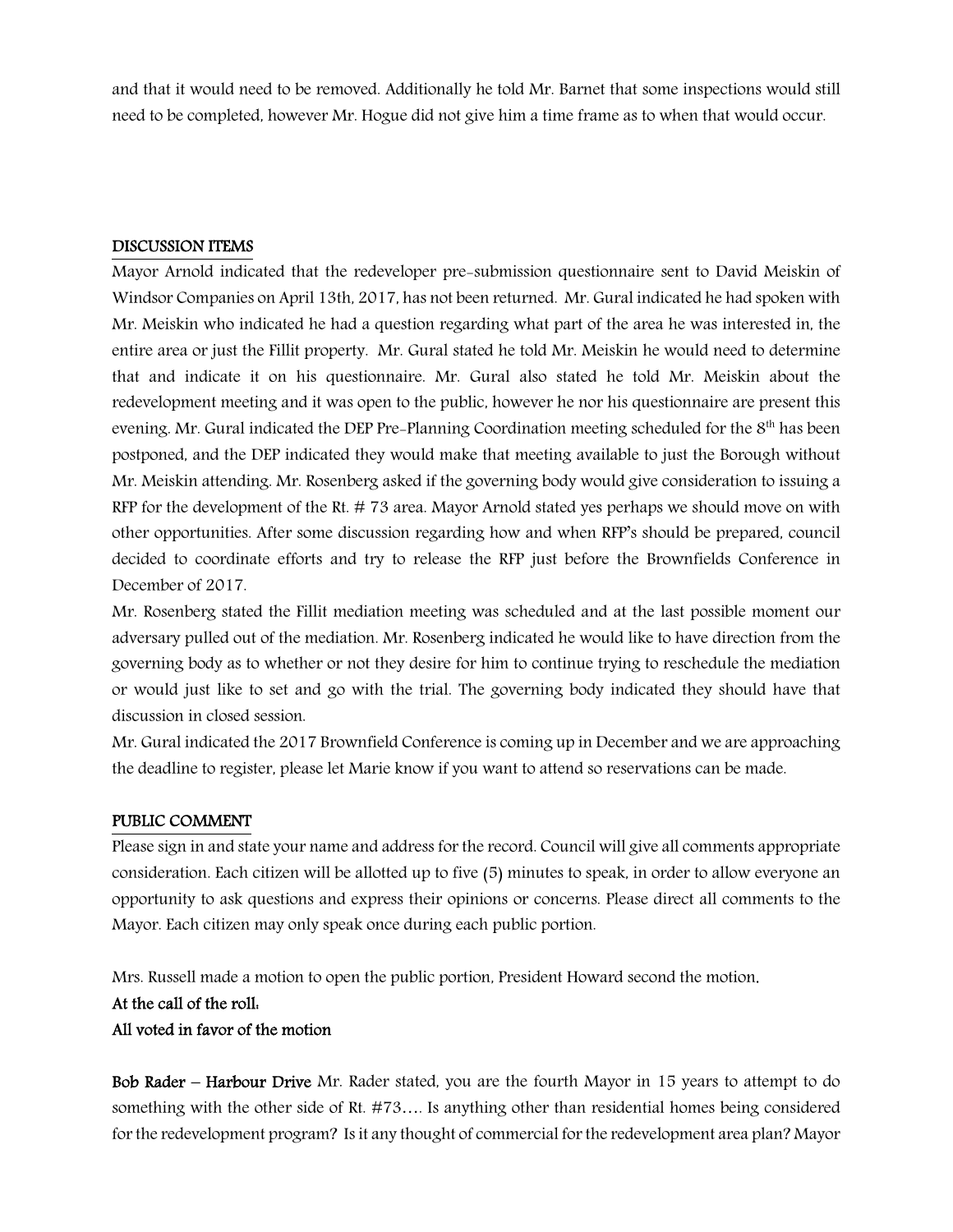and that it would need to be removed. Additionally he told Mr. Barnet that some inspections would still need to be completed, however Mr. Hogue did not give him a time frame as to when that would occur.

## DISCUSSION ITEMS

Mayor Arnold indicated that the redeveloper pre-submission questionnaire sent to David Meiskin of Windsor Companies on April 13th, 2017, has not been returned. Mr. Gural indicated he had spoken with Mr. Meiskin who indicated he had a question regarding what part of the area he was interested in, the entire area or just the Fillit property. Mr. Gural stated he told Mr. Meiskin he would need to determine that and indicate it on his questionnaire. Mr. Gural also stated he told Mr. Meiskin about the redevelopment meeting and it was open to the public, however he nor his questionnaire are present this evening. Mr. Gural indicated the DEP Pre-Planning Coordination meeting scheduled for the 8th has been postponed, and the DEP indicated they would make that meeting available to just the Borough without Mr. Meiskin attending. Mr. Rosenberg asked if the governing body would give consideration to issuing a RFP for the development of the Rt. # 73 area. Mayor Arnold stated yes perhaps we should move on with other opportunities. After some discussion regarding how and when RFP's should be prepared, council decided to coordinate efforts and try to release the RFP just before the Brownfields Conference in December of 2017.

Mr. Rosenberg stated the Fillit mediation meeting was scheduled and at the last possible moment our adversary pulled out of the mediation. Mr. Rosenberg indicated he would like to have direction from the governing body as to whether or not they desire for him to continue trying to reschedule the mediation or would just like to set and go with the trial. The governing body indicated they should have that discussion in closed session.

Mr. Gural indicated the 2017 Brownfield Conference is coming up in December and we are approaching the deadline to register, please let Marie know if you want to attend so reservations can be made.

## PUBLIC COMMENT

Please sign in and state your name and address for the record. Council will give all comments appropriate consideration. Each citizen will be allotted up to five (5) minutes to speak, in order to allow everyone an opportunity to ask questions and express their opinions or concerns. Please direct all comments to the Mayor. Each citizen may only speak once during each public portion.

Mrs. Russell made a motion to open the public portion, President Howard second the motion.

**At the call of the roll:**

**All voted in favor of the motion**

**Bob Rader – Harbour Drive** Mr. Rader stated, you are the fourth Mayor in 15 years to attempt to do something with the other side of Rt. #73…. Is anything other than residential homes being considered for the redevelopment program? Is it any thought of commercial for the redevelopment area plan? Mayor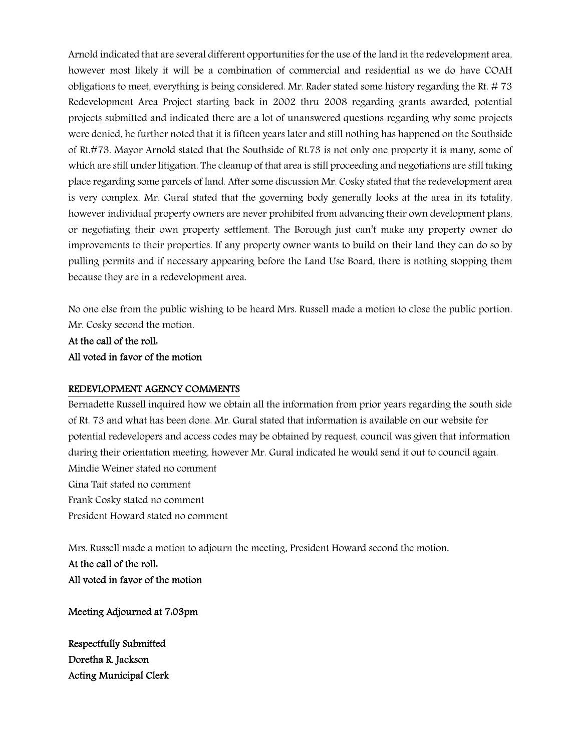Arnold indicated that are several different opportunities for the use of the land in the redevelopment area, however most likely it will be a combination of commercial and residential as we do have COAH obligations to meet, everything is being considered. Mr. Rader stated some history regarding the Rt. # 73 Redevelopment Area Project starting back in 2002 thru 2008 regarding grants awarded, potential projects submitted and indicated there are a lot of unanswered questions regarding why some projects were denied, he further noted that it is fifteen years later and still nothing has happened on the Southside of Rt.#73. Mayor Arnold stated that the Southside of Rt.73 is not only one property it is many, some of which are still under litigation. The cleanup of that area is still proceeding and negotiations are still taking place regarding some parcels of land. After some discussion Mr. Cosky stated that the redevelopment area is very complex. Mr. Gural stated that the governing body generally looks at the area in its totality, however individual property owners are never prohibited from advancing their own development plans, or negotiating their own property settlement. The Borough just can't make any property owner do improvements to their properties. If any property owner wants to build on their land they can do so by pulling permits and if necessary appearing before the Land Use Board, there is nothing stopping them because they are in a redevelopment area.

No one else from the public wishing to be heard Mrs. Russell made a motion to close the public portion. Mr. Cosky second the motion.

**At the call of the roll:**
**All voted in favor of the motion**

**REDEVLOPMENT AGENCY COMMENTS**

Bernadette Russell inquired how we obtain all the information from prior years regarding the south side of Rt. 73 and what has been done. Mr. Gural stated that information is available on our website for potential redevelopers and access codes may be obtained by request, council was given that information during their orientation meeting, however Mr. Gural indicated he would send it out to council again.
Mindie Weiner stated no comment
Gina Tait stated no comment
Frank Cosky stated no comment
President Howard stated no comment

Mrs. Russell made a motion to adjourn the meeting, President Howard second the motion.

**At the call of the roll:**
**All voted in favor of the motion**

**Meeting Adjourned at 7:03pm**

**Respectfully Submitted**
**Doretha R. Jackson**
**Acting Municipal Clerk**